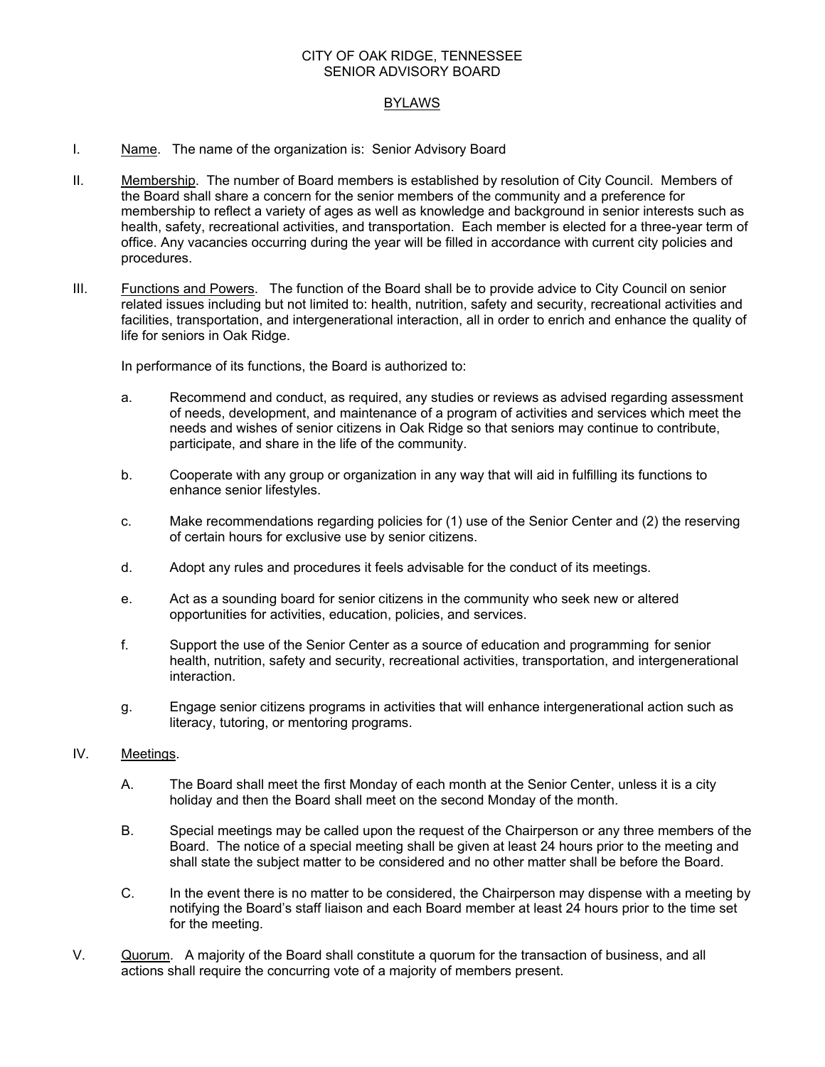# CITY OF OAK RIDGE, TENNESSEE
# SENIOR ADVISORY BOARD

## BYLAWS

I. Name. The name of the organization is: Senior Advisory Board

II. Membership. The number of Board members is established by resolution of City Council. Members of the Board shall share a concern for the senior members of the community and a preference for membership to reflect a variety of ages as well as knowledge and background in senior interests such as health, safety, recreational activities, and transportation. Each member is elected for a three-year term of office. Any vacancies occurring during the year will be filled in accordance with current city policies and procedures.

III. Functions and Powers. The function of the Board shall be to provide advice to City Council on senior related issues including but not limited to: health, nutrition, safety and security, recreational activities and facilities, transportation, and intergenerational interaction, all in order to enrich and enhance the quality of life for seniors in Oak Ridge.

In performance of its functions, the Board is authorized to:

a. Recommend and conduct, as required, any studies or reviews as advised regarding assessment of needs, development, and maintenance of a program of activities and services which meet the needs and wishes of senior citizens in Oak Ridge so that seniors may continue to contribute, participate, and share in the life of the community.

b. Cooperate with any group or organization in any way that will aid in fulfilling its functions to enhance senior lifestyles.

c. Make recommendations regarding policies for (1) use of the Senior Center and (2) the reserving of certain hours for exclusive use by senior citizens.

d. Adopt any rules and procedures it feels advisable for the conduct of its meetings.

e. Act as a sounding board for senior citizens in the community who seek new or altered opportunities for activities, education, policies, and services.

f. Support the use of the Senior Center as a source of education and programming for senior health, nutrition, safety and security, recreational activities, transportation, and intergenerational interaction.

g. Engage senior citizens programs in activities that will enhance intergenerational action such as literacy, tutoring, or mentoring programs.

IV. Meetings.

A. The Board shall meet the first Monday of each month at the Senior Center, unless it is a city holiday and then the Board shall meet on the second Monday of the month.

B. Special meetings may be called upon the request of the Chairperson or any three members of the Board. The notice of a special meeting shall be given at least 24 hours prior to the meeting and shall state the subject matter to be considered and no other matter shall be before the Board.

C. In the event there is no matter to be considered, the Chairperson may dispense with a meeting by notifying the Board's staff liaison and each Board member at least 24 hours prior to the time set for the meeting.

V. Quorum. A majority of the Board shall constitute a quorum for the transaction of business, and all actions shall require the concurring vote of a majority of members present.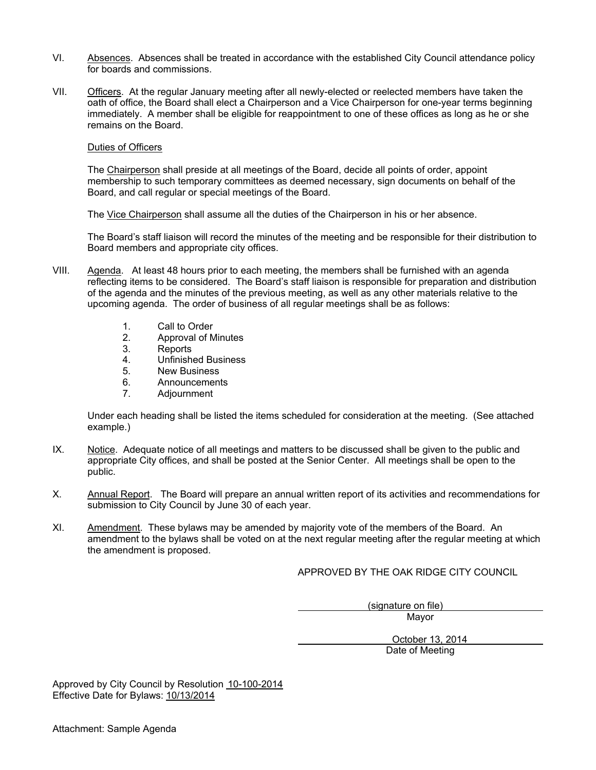VI. Absences. Absences shall be treated in accordance with the established City Council attendance policy for boards and commissions.

VII. Officers. At the regular January meeting after all newly-elected or reelected members have taken the oath of office, the Board shall elect a Chairperson and a Vice Chairperson for one-year terms beginning immediately. A member shall be eligible for reappointment to one of these offices as long as he or she remains on the Board.

Duties of Officers

The Chairperson shall preside at all meetings of the Board, decide all points of order, appoint membership to such temporary committees as deemed necessary, sign documents on behalf of the Board, and call regular or special meetings of the Board.

The Vice Chairperson shall assume all the duties of the Chairperson in his or her absence.

The Board's staff liaison will record the minutes of the meeting and be responsible for their distribution to Board members and appropriate city offices.

VIII. Agenda. At least 48 hours prior to each meeting, the members shall be furnished with an agenda reflecting items to be considered. The Board's staff liaison is responsible for preparation and distribution of the agenda and the minutes of the previous meeting, as well as any other materials relative to the upcoming agenda. The order of business of all regular meetings shall be as follows:

1. Call to Order
2. Approval of Minutes
3. Reports
4. Unfinished Business
5. New Business
6. Announcements
7. Adjournment

Under each heading shall be listed the items scheduled for consideration at the meeting. (See attached example.)

IX. Notice. Adequate notice of all meetings and matters to be discussed shall be given to the public and appropriate City offices, and shall be posted at the Senior Center. All meetings shall be open to the public.

X. Annual Report. The Board will prepare an annual written report of its activities and recommendations for submission to City Council by June 30 of each year.

XI. Amendment. These bylaws may be amended by majority vote of the members of the Board. An amendment to the bylaws shall be voted on at the next regular meeting after the regular meeting at which the amendment is proposed.

APPROVED BY THE OAK RIDGE CITY COUNCIL

(signature on file)
Mayor

October 13, 2014
Date of Meeting

Approved by City Council by Resolution 10-100-2014
Effective Date for Bylaws: 10/13/2014

Attachment: Sample Agenda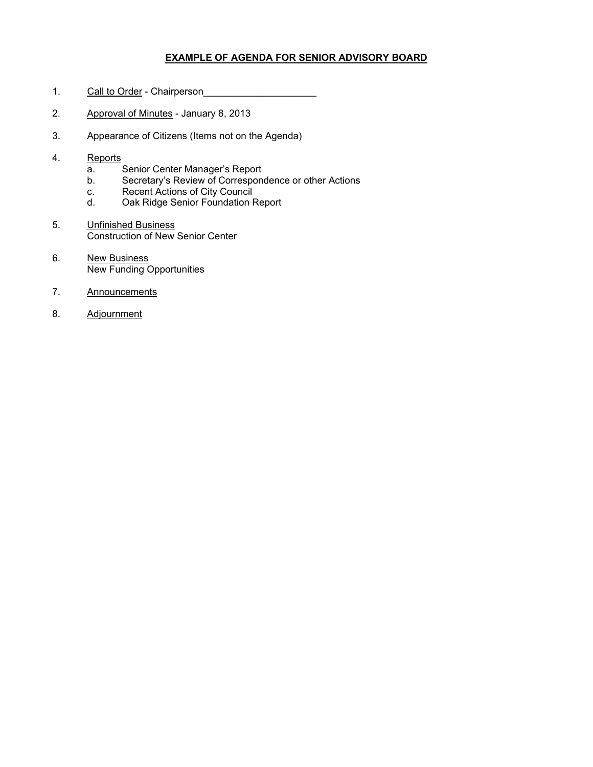# **EXAMPLE OF AGENDA FOR SENIOR ADVISORY BOARD**

1. Call to Order - Chairperson____________________

2. Approval of Minutes - January 8, 2013

3. Appearance of Citizens (Items not on the Agenda)

4. Reports
   a. Senior Center Manager's Report
   b. Secretary's Review of Correspondence or other Actions
   c. Recent Actions of City Council
   d. Oak Ridge Senior Foundation Report

5. Unfinished Business
   Construction of New Senior Center

6. New Business
   New Funding Opportunities

7. Announcements

8. Adjournment